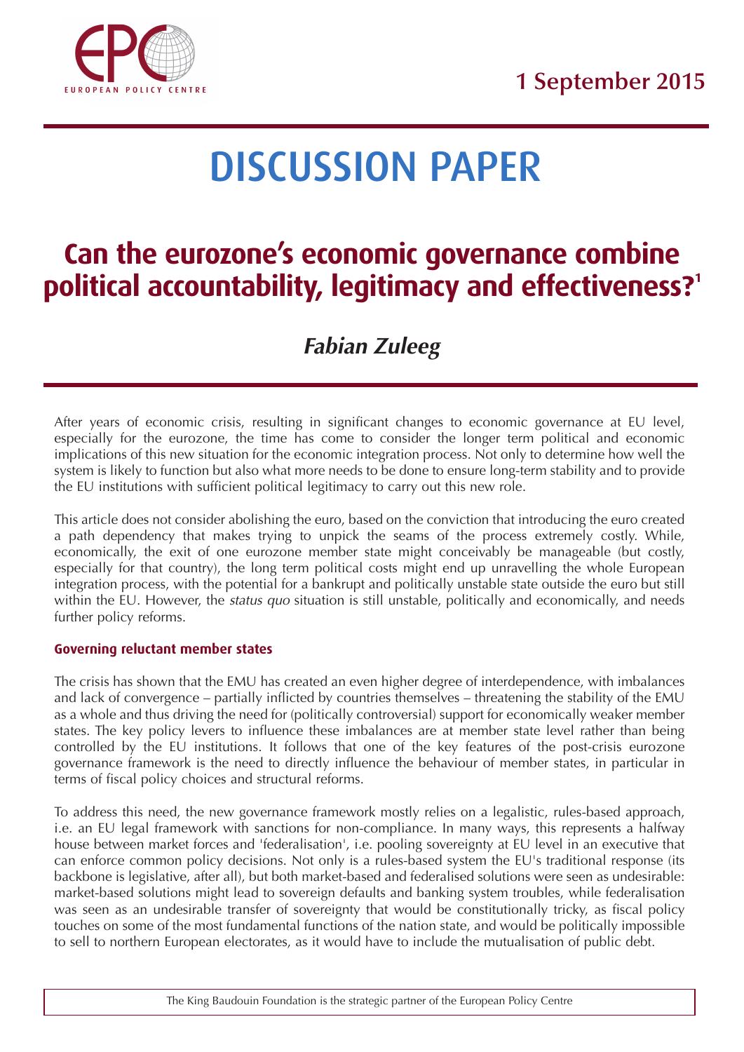1 September 2015

# DISCUSSION PAPER

## Can the eurozone's economic governance combine political accountability, legitimacy and effectiveness?[1]

### *Fabian Zuleeg*

After years of economic crisis, resulting in significant changes to economic governance at EU level, especially for the eurozone, the time has come to consider the longer term political and economic implications of this new situation for the economic integration process. Not only to determine how well the system is likely to function but also what more needs to be done to ensure long-term stability and to provide the EU institutions with sufficient political legitimacy to carry out this new role.

This article does not consider abolishing the euro, based on the conviction that introducing the euro created a path dependency that makes trying to unpick the seams of the process extremely costly. While, economically, the exit of one eurozone member state might conceivably be manageable (but costly, especially for that country), the long term political costs might end up unravelling the whole European integration process, with the potential for a bankrupt and politically unstable state outside the euro but still within the EU. However, the *status quo* situation is still unstable, politically and economically, and needs further policy reforms.

#### Governing reluctant member states

The crisis has shown that the EMU has created an even higher degree of interdependence, with imbalances and lack of convergence – partially inflicted by countries themselves – threatening the stability of the EMU as a whole and thus driving the need for (politically controversial) support for economically weaker member states. The key policy levers to influence these imbalances are at member state level rather than being controlled by the EU institutions. It follows that one of the key features of the post-crisis eurozone governance framework is the need to directly influence the behaviour of member states, in particular in terms of fiscal policy choices and structural reforms.

To address this need, the new governance framework mostly relies on a legalistic, rules-based approach, i.e. an EU legal framework with sanctions for non-compliance. In many ways, this represents a halfway house between market forces and 'federalisation', i.e. pooling sovereignty at EU level in an executive that can enforce common policy decisions. Not only is a rules-based system the EU's traditional response (its backbone is legislative, after all), but both market-based and federalised solutions were seen as undesirable: market-based solutions might lead to sovereign defaults and banking system troubles, while federalisation was seen as an undesirable transfer of sovereignty that would be constitutionally tricky, as fiscal policy touches on some of the most fundamental functions of the nation state, and would be politically impossible to sell to northern European electorates, as it would have to include the mutualisation of public debt.

The King Baudouin Foundation is the strategic partner of the European Policy Centre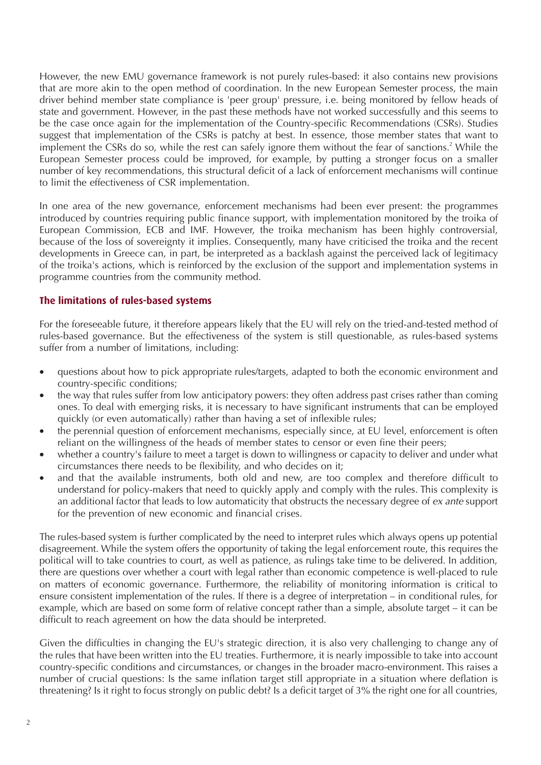However, the new EMU governance framework is not purely rules-based: it also contains new provisions that are more akin to the open method of coordination. In the new European Semester process, the main driver behind member state compliance is 'peer group' pressure, i.e. being monitored by fellow heads of state and government. However, in the past these methods have not worked successfully and this seems to be the case once again for the implementation of the Country-specific Recommendations (CSRs). Studies suggest that implementation of the CSRs is patchy at best. In essence, those member states that want to implement the CSRs do so, while the rest can safely ignore them without the fear of sanctions.[2] While the European Semester process could be improved, for example, by putting a stronger focus on a smaller number of key recommendations, this structural deficit of a lack of enforcement mechanisms will continue to limit the effectiveness of CSR implementation.

In one area of the new governance, enforcement mechanisms had been ever present: the programmes introduced by countries requiring public finance support, with implementation monitored by the troika of European Commission, ECB and IMF. However, the troika mechanism has been highly controversial, because of the loss of sovereignty it implies. Consequently, many have criticised the troika and the recent developments in Greece can, in part, be interpreted as a backlash against the perceived lack of legitimacy of the troika's actions, which is reinforced by the exclusion of the support and implementation systems in programme countries from the community method.

## The limitations of rules-based systems

For the foreseeable future, it therefore appears likely that the EU will rely on the tried-and-tested method of rules-based governance. But the effectiveness of the system is still questionable, as rules-based systems suffer from a number of limitations, including:

- questions about how to pick appropriate rules/targets, adapted to both the economic environment and country-specific conditions;
- the way that rules suffer from low anticipatory powers: they often address past crises rather than coming ones. To deal with emerging risks, it is necessary to have significant instruments that can be employed quickly (or even automatically) rather than having a set of inflexible rules;
- the perennial question of enforcement mechanisms, especially since, at EU level, enforcement is often reliant on the willingness of the heads of member states to censor or even fine their peers;
- whether a country's failure to meet a target is down to willingness or capacity to deliver and under what circumstances there needs to be flexibility, and who decides on it;
- and that the available instruments, both old and new, are too complex and therefore difficult to understand for policy-makers that need to quickly apply and comply with the rules. This complexity is an additional factor that leads to low automaticity that obstructs the necessary degree of *ex ante* support for the prevention of new economic and financial crises.

The rules-based system is further complicated by the need to interpret rules which always opens up potential disagreement. While the system offers the opportunity of taking the legal enforcement route, this requires the political will to take countries to court, as well as patience, as rulings take time to be delivered. In addition, there are questions over whether a court with legal rather than economic competence is well-placed to rule on matters of economic governance. Furthermore, the reliability of monitoring information is critical to ensure consistent implementation of the rules. If there is a degree of interpretation – in conditional rules, for example, which are based on some form of relative concept rather than a simple, absolute target – it can be difficult to reach agreement on how the data should be interpreted.

Given the difficulties in changing the EU's strategic direction, it is also very challenging to change any of the rules that have been written into the EU treaties. Furthermore, it is nearly impossible to take into account country-specific conditions and circumstances, or changes in the broader macro-environment. This raises a number of crucial questions: Is the same inflation target still appropriate in a situation where deflation is threatening? Is it right to focus strongly on public debt? Is a deficit target of 3% the right one for all countries,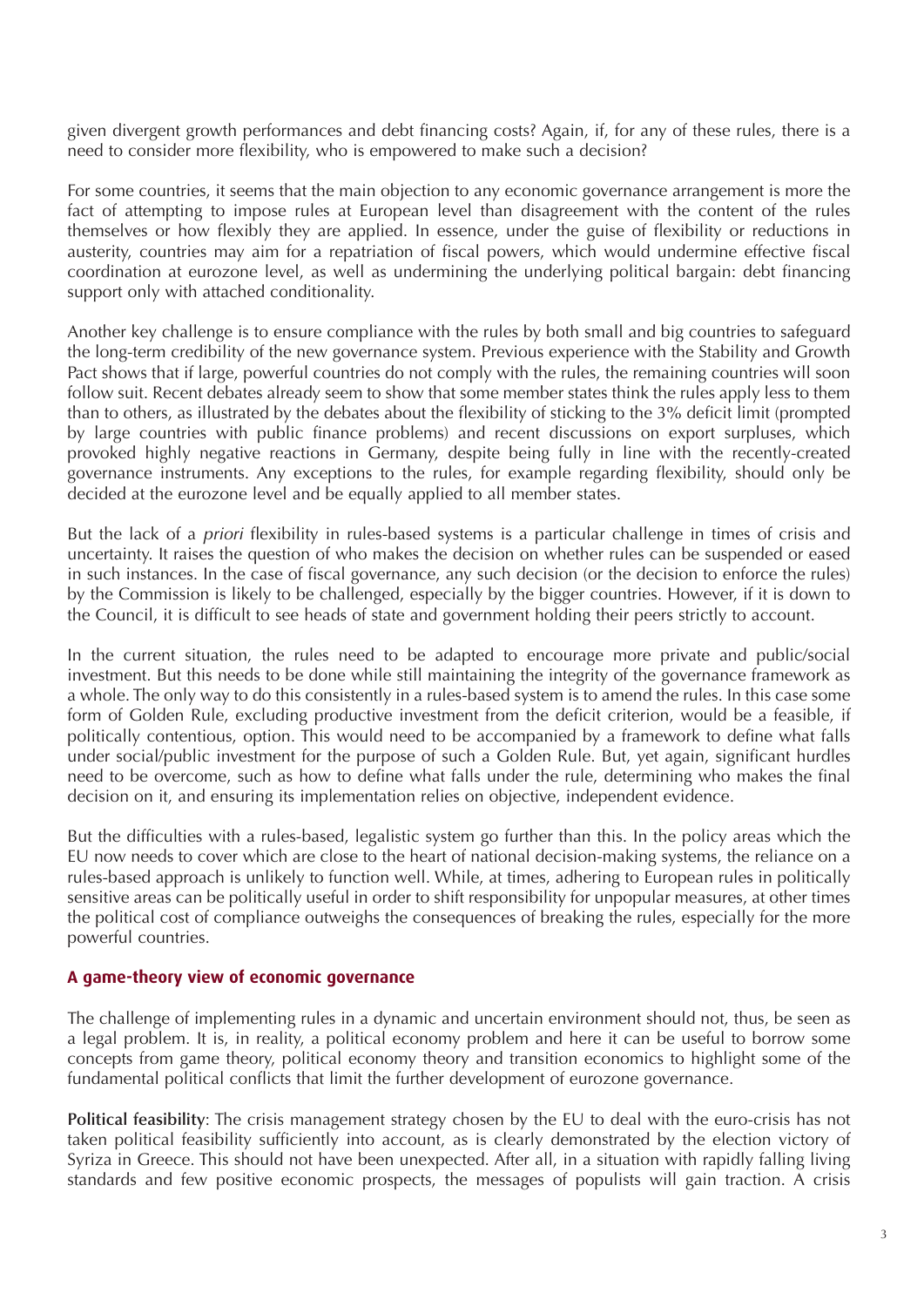given divergent growth performances and debt financing costs? Again, if, for any of these rules, there is a need to consider more flexibility, who is empowered to make such a decision?

For some countries, it seems that the main objection to any economic governance arrangement is more the fact of attempting to impose rules at European level than disagreement with the content of the rules themselves or how flexibly they are applied. In essence, under the guise of flexibility or reductions in austerity, countries may aim for a repatriation of fiscal powers, which would undermine effective fiscal coordination at eurozone level, as well as undermining the underlying political bargain: debt financing support only with attached conditionality.

Another key challenge is to ensure compliance with the rules by both small and big countries to safeguard the long-term credibility of the new governance system. Previous experience with the Stability and Growth Pact shows that if large, powerful countries do not comply with the rules, the remaining countries will soon follow suit. Recent debates already seem to show that some member states think the rules apply less to them than to others, as illustrated by the debates about the flexibility of sticking to the 3% deficit limit (prompted by large countries with public finance problems) and recent discussions on export surpluses, which provoked highly negative reactions in Germany, despite being fully in line with the recently-created governance instruments. Any exceptions to the rules, for example regarding flexibility, should only be decided at the eurozone level and be equally applied to all member states.

But the lack of a *priori* flexibility in rules-based systems is a particular challenge in times of crisis and uncertainty. It raises the question of who makes the decision on whether rules can be suspended or eased in such instances. In the case of fiscal governance, any such decision (or the decision to enforce the rules) by the Commission is likely to be challenged, especially by the bigger countries. However, if it is down to the Council, it is difficult to see heads of state and government holding their peers strictly to account.

In the current situation, the rules need to be adapted to encourage more private and public/social investment. But this needs to be done while still maintaining the integrity of the governance framework as a whole. The only way to do this consistently in a rules-based system is to amend the rules. In this case some form of Golden Rule, excluding productive investment from the deficit criterion, would be a feasible, if politically contentious, option. This would need to be accompanied by a framework to define what falls under social/public investment for the purpose of such a Golden Rule. But, yet again, significant hurdles need to be overcome, such as how to define what falls under the rule, determining who makes the final decision on it, and ensuring its implementation relies on objective, independent evidence.

But the difficulties with a rules-based, legalistic system go further than this. In the policy areas which the EU now needs to cover which are close to the heart of national decision-making systems, the reliance on a rules-based approach is unlikely to function well. While, at times, adhering to European rules in politically sensitive areas can be politically useful in order to shift responsibility for unpopular measures, at other times the political cost of compliance outweighs the consequences of breaking the rules, especially for the more powerful countries.

## A game-theory view of economic governance

The challenge of implementing rules in a dynamic and uncertain environment should not, thus, be seen as a legal problem. It is, in reality, a political economy problem and here it can be useful to borrow some concepts from game theory, political economy theory and transition economics to highlight some of the fundamental political conflicts that limit the further development of eurozone governance.

**Political feasibility**: The crisis management strategy chosen by the EU to deal with the euro-crisis has not taken political feasibility sufficiently into account, as is clearly demonstrated by the election victory of Syriza in Greece. This should not have been unexpected. After all, in a situation with rapidly falling living standards and few positive economic prospects, the messages of populists will gain traction. A crisis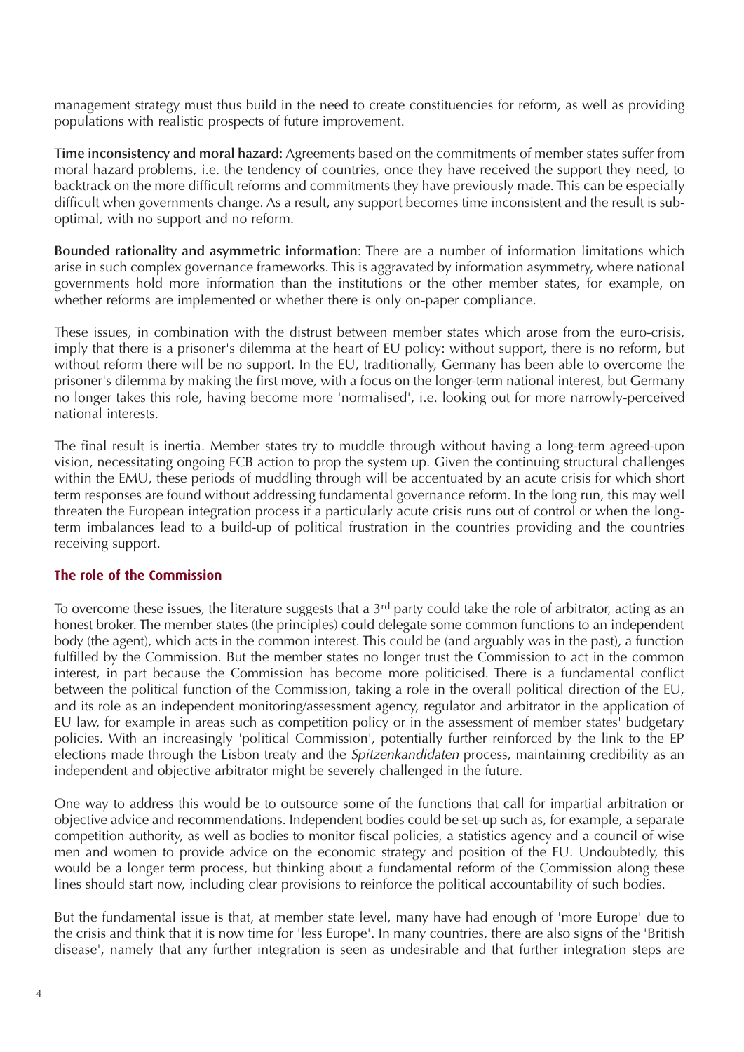management strategy must thus build in the need to create constituencies for reform, as well as providing populations with realistic prospects of future improvement.

**Time inconsistency and moral hazard**: Agreements based on the commitments of member states suffer from moral hazard problems, i.e. the tendency of countries, once they have received the support they need, to backtrack on the more difficult reforms and commitments they have previously made. This can be especially difficult when governments change. As a result, any support becomes time inconsistent and the result is sub-optimal, with no support and no reform.

**Bounded rationality and asymmetric information**: There are a number of information limitations which arise in such complex governance frameworks. This is aggravated by information asymmetry, where national governments hold more information than the institutions or the other member states, for example, on whether reforms are implemented or whether there is only on-paper compliance.

These issues, in combination with the distrust between member states which arose from the euro-crisis, imply that there is a prisoner's dilemma at the heart of EU policy: without support, there is no reform, but without reform there will be no support. In the EU, traditionally, Germany has been able to overcome the prisoner's dilemma by making the first move, with a focus on the longer-term national interest, but Germany no longer takes this role, having become more 'normalised', i.e. looking out for more narrowly-perceived national interests.

The final result is inertia. Member states try to muddle through without having a long-term agreed-upon vision, necessitating ongoing ECB action to prop the system up. Given the continuing structural challenges within the EMU, these periods of muddling through will be accentuated by an acute crisis for which short term responses are found without addressing fundamental governance reform. In the long run, this may well threaten the European integration process if a particularly acute crisis runs out of control or when the long-term imbalances lead to a build-up of political frustration in the countries providing and the countries receiving support.

### The role of the Commission

To overcome these issues, the literature suggests that a 3rd party could take the role of arbitrator, acting as an honest broker. The member states (the principles) could delegate some common functions to an independent body (the agent), which acts in the common interest. This could be (and arguably was in the past), a function fulfilled by the Commission. But the member states no longer trust the Commission to act in the common interest, in part because the Commission has become more politicised. There is a fundamental conflict between the political function of the Commission, taking a role in the overall political direction of the EU, and its role as an independent monitoring/assessment agency, regulator and arbitrator in the application of EU law, for example in areas such as competition policy or in the assessment of member states' budgetary policies. With an increasingly 'political Commission', potentially further reinforced by the link to the EP elections made through the Lisbon treaty and the *Spitzenkandidaten* process, maintaining credibility as an independent and objective arbitrator might be severely challenged in the future.

One way to address this would be to outsource some of the functions that call for impartial arbitration or objective advice and recommendations. Independent bodies could be set-up such as, for example, a separate competition authority, as well as bodies to monitor fiscal policies, a statistics agency and a council of wise men and women to provide advice on the economic strategy and position of the EU. Undoubtedly, this would be a longer term process, but thinking about a fundamental reform of the Commission along these lines should start now, including clear provisions to reinforce the political accountability of such bodies.

But the fundamental issue is that, at member state level, many have had enough of 'more Europe' due to the crisis and think that it is now time for 'less Europe'. In many countries, there are also signs of the 'British disease', namely that any further integration is seen as undesirable and that further integration steps are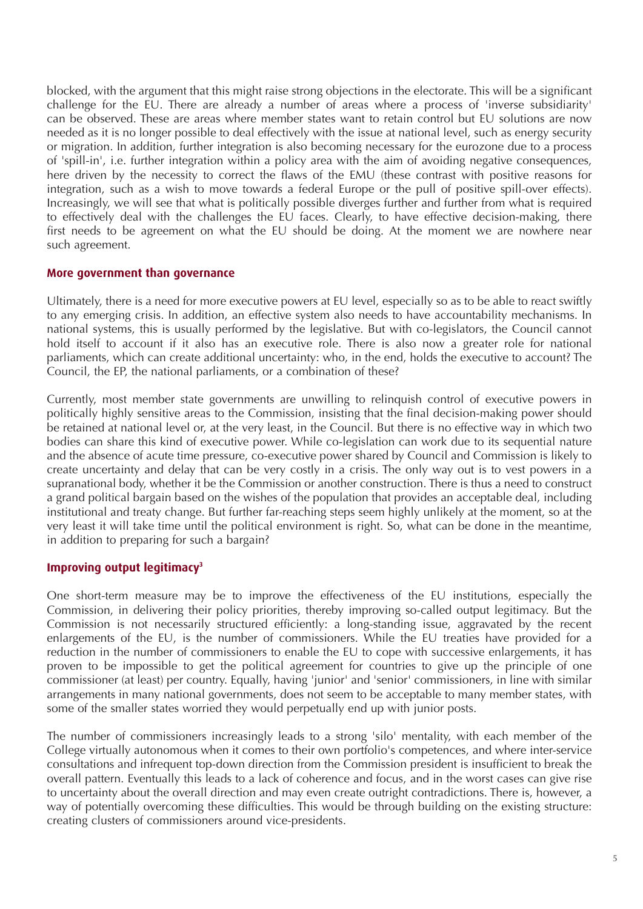blocked, with the argument that this might raise strong objections in the electorate. This will be a significant challenge for the EU. There are already a number of areas where a process of 'inverse subsidiarity' can be observed. These are areas where member states want to retain control but EU solutions are now needed as it is no longer possible to deal effectively with the issue at national level, such as energy security or migration. In addition, further integration is also becoming necessary for the eurozone due to a process of 'spill-in', i.e. further integration within a policy area with the aim of avoiding negative consequences, here driven by the necessity to correct the flaws of the EMU (these contrast with positive reasons for integration, such as a wish to move towards a federal Europe or the pull of positive spill-over effects). Increasingly, we will see that what is politically possible diverges further and further from what is required to effectively deal with the challenges the EU faces. Clearly, to have effective decision-making, there first needs to be agreement on what the EU should be doing. At the moment we are nowhere near such agreement.

## More government than governance

Ultimately, there is a need for more executive powers at EU level, especially so as to be able to react swiftly to any emerging crisis. In addition, an effective system also needs to have accountability mechanisms. In national systems, this is usually performed by the legislative. But with co-legislators, the Council cannot hold itself to account if it also has an executive role. There is also now a greater role for national parliaments, which can create additional uncertainty: who, in the end, holds the executive to account? The Council, the EP, the national parliaments, or a combination of these?

Currently, most member state governments are unwilling to relinquish control of executive powers in politically highly sensitive areas to the Commission, insisting that the final decision-making power should be retained at national level or, at the very least, in the Council. But there is no effective way in which two bodies can share this kind of executive power. While co-legislation can work due to its sequential nature and the absence of acute time pressure, co-executive power shared by Council and Commission is likely to create uncertainty and delay that can be very costly in a crisis. The only way out is to vest powers in a supranational body, whether it be the Commission or another construction. There is thus a need to construct a grand political bargain based on the wishes of the population that provides an acceptable deal, including institutional and treaty change. But further far-reaching steps seem highly unlikely at the moment, so at the very least it will take time until the political environment is right. So, what can be done in the meantime, in addition to preparing for such a bargain?

## Improving output legitimacy[3]

One short-term measure may be to improve the effectiveness of the EU institutions, especially the Commission, in delivering their policy priorities, thereby improving so-called output legitimacy. But the Commission is not necessarily structured efficiently: a long-standing issue, aggravated by the recent enlargements of the EU, is the number of commissioners. While the EU treaties have provided for a reduction in the number of commissioners to enable the EU to cope with successive enlargements, it has proven to be impossible to get the political agreement for countries to give up the principle of one commissioner (at least) per country. Equally, having 'junior' and 'senior' commissioners, in line with similar arrangements in many national governments, does not seem to be acceptable to many member states, with some of the smaller states worried they would perpetually end up with junior posts.

The number of commissioners increasingly leads to a strong 'silo' mentality, with each member of the College virtually autonomous when it comes to their own portfolio's competences, and where inter-service consultations and infrequent top-down direction from the Commission president is insufficient to break the overall pattern. Eventually this leads to a lack of coherence and focus, and in the worst cases can give rise to uncertainty about the overall direction and may even create outright contradictions. There is, however, a way of potentially overcoming these difficulties. This would be through building on the existing structure: creating clusters of commissioners around vice-presidents.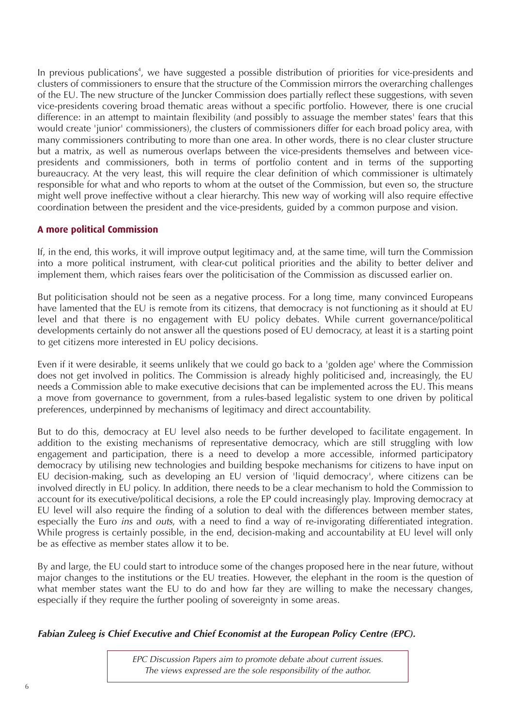In previous publications[4], we have suggested a possible distribution of priorities for vice-presidents and clusters of commissioners to ensure that the structure of the Commission mirrors the overarching challenges of the EU. The new structure of the Juncker Commission does partially reflect these suggestions, with seven vice-presidents covering broad thematic areas without a specific portfolio. However, there is one crucial difference: in an attempt to maintain flexibility (and possibly to assuage the member states' fears that this would create 'junior' commissioners), the clusters of commissioners differ for each broad policy area, with many commissioners contributing to more than one area. In other words, there is no clear cluster structure but a matrix, as well as numerous overlaps between the vice-presidents themselves and between vice-presidents and commissioners, both in terms of portfolio content and in terms of the supporting bureaucracy. At the very least, this will require the clear definition of which commissioner is ultimately responsible for what and who reports to whom at the outset of the Commission, but even so, the structure might well prove ineffective without a clear hierarchy. This new way of working will also require effective coordination between the president and the vice-presidents, guided by a common purpose and vision.

## A more political Commission

If, in the end, this works, it will improve output legitimacy and, at the same time, will turn the Commission into a more political instrument, with clear-cut political priorities and the ability to better deliver and implement them, which raises fears over the politicisation of the Commission as discussed earlier on.

But politicisation should not be seen as a negative process. For a long time, many convinced Europeans have lamented that the EU is remote from its citizens, that democracy is not functioning as it should at EU level and that there is no engagement with EU policy debates. While current governance/political developments certainly do not answer all the questions posed of EU democracy, at least it is a starting point to get citizens more interested in EU policy decisions.

Even if it were desirable, it seems unlikely that we could go back to a 'golden age' where the Commission does not get involved in politics. The Commission is already highly politicised and, increasingly, the EU needs a Commission able to make executive decisions that can be implemented across the EU. This means a move from governance to government, from a rules-based legalistic system to one driven by political preferences, underpinned by mechanisms of legitimacy and direct accountability.

But to do this, democracy at EU level also needs to be further developed to facilitate engagement. In addition to the existing mechanisms of representative democracy, which are still struggling with low engagement and participation, there is a need to develop a more accessible, informed participatory democracy by utilising new technologies and building bespoke mechanisms for citizens to have input on EU decision-making, such as developing an EU version of 'liquid democracy', where citizens can be involved directly in EU policy. In addition, there needs to be a clear mechanism to hold the Commission to account for its executive/political decisions, a role the EP could increasingly play. Improving democracy at EU level will also require the finding of a solution to deal with the differences between member states, especially the Euro *ins* and *outs*, with a need to find a way of re-invigorating differentiated integration. While progress is certainly possible, in the end, decision-making and accountability at EU level will only be as effective as member states allow it to be.

By and large, the EU could start to introduce some of the changes proposed here in the near future, without major changes to the institutions or the EU treaties. However, the elephant in the room is the question of what member states want the EU to do and how far they are willing to make the necessary changes, especially if they require the further pooling of sovereignty in some areas.

***Fabian Zuleeg is Chief Executive and Chief Economist at the European Policy Centre (EPC).***

*EPC Discussion Papers aim to promote debate about current issues.*
*The views expressed are the sole responsibility of the author.*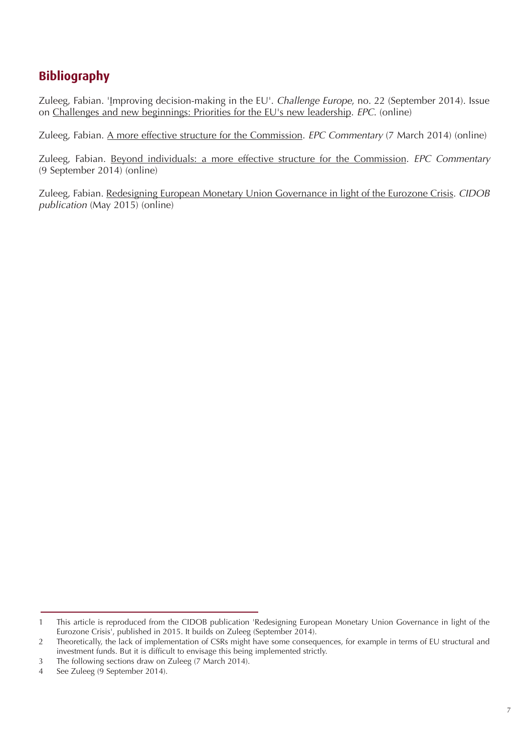## Bibliography

Zuleeg, Fabian. 'Improving decision-making in the EU'. *Challenge Europe*, no. 22 (September 2014). Issue on Challenges and new beginnings: Priorities for the EU's new leadership. *EPC*. (online)

Zuleeg, Fabian. A more effective structure for the Commission. *EPC Commentary* (7 March 2014) (online)

Zuleeg, Fabian. Beyond individuals: a more effective structure for the Commission. *EPC Commentary* (9 September 2014) (online)

Zuleeg, Fabian. Redesigning European Monetary Union Governance in light of the Eurozone Crisis. *CIDOB publication* (May 2015) (online)

---

1 This article is reproduced from the CIDOB publication 'Redesigning European Monetary Union Governance in light of the Eurozone Crisis', published in 2015. It builds on Zuleeg (September 2014).

2 Theoretically, the lack of implementation of CSRs might have some consequences, for example in terms of EU structural and investment funds. But it is difficult to envisage this being implemented strictly.

3 The following sections draw on Zuleeg (7 March 2014).

4 See Zuleeg (9 September 2014).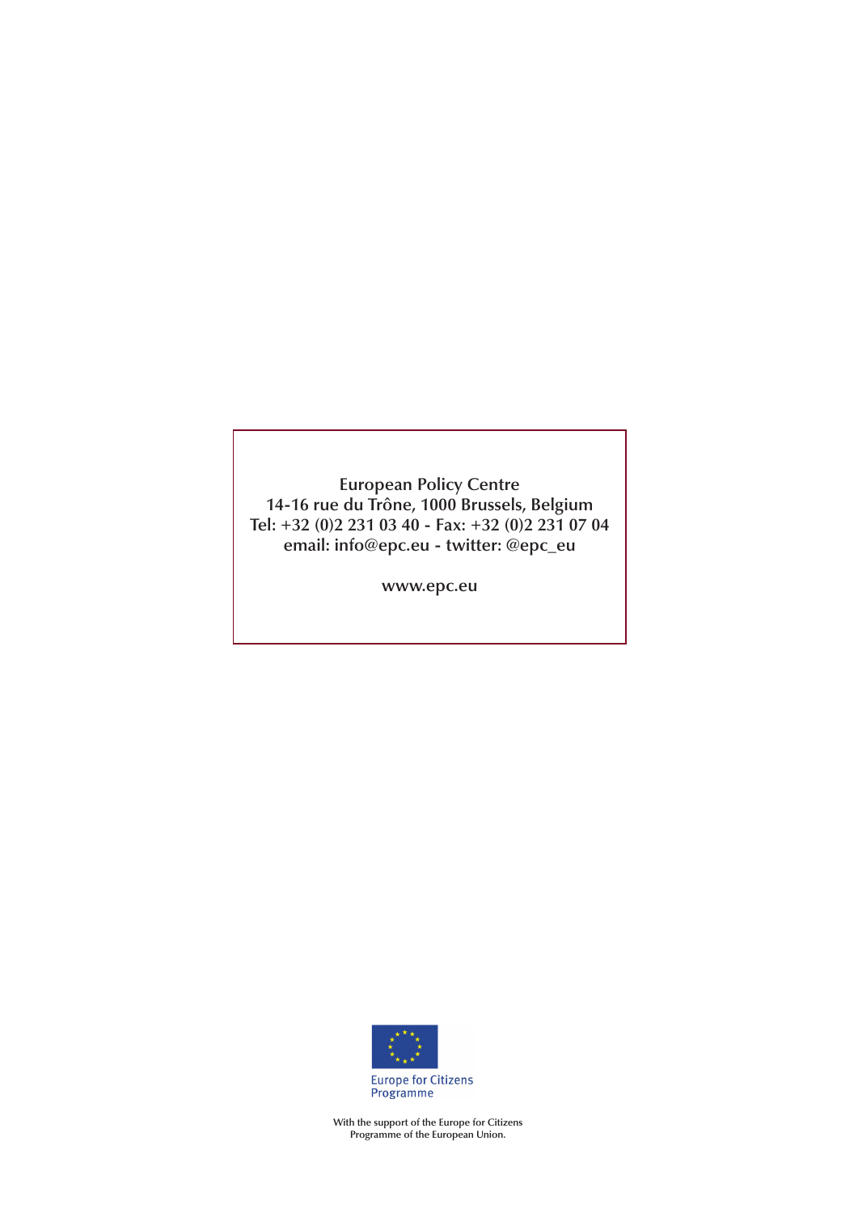European Policy Centre
14-16 rue du Trône, 1000 Brussels, Belgium
Tel: +32 (0)2 231 03 40 - Fax: +32 (0)2 231 07 04
email: info@epc.eu - twitter: @epc_eu

www.epc.eu

Europe for Citizens
Programme

With the support of the Europe for Citizens
Programme of the European Union.